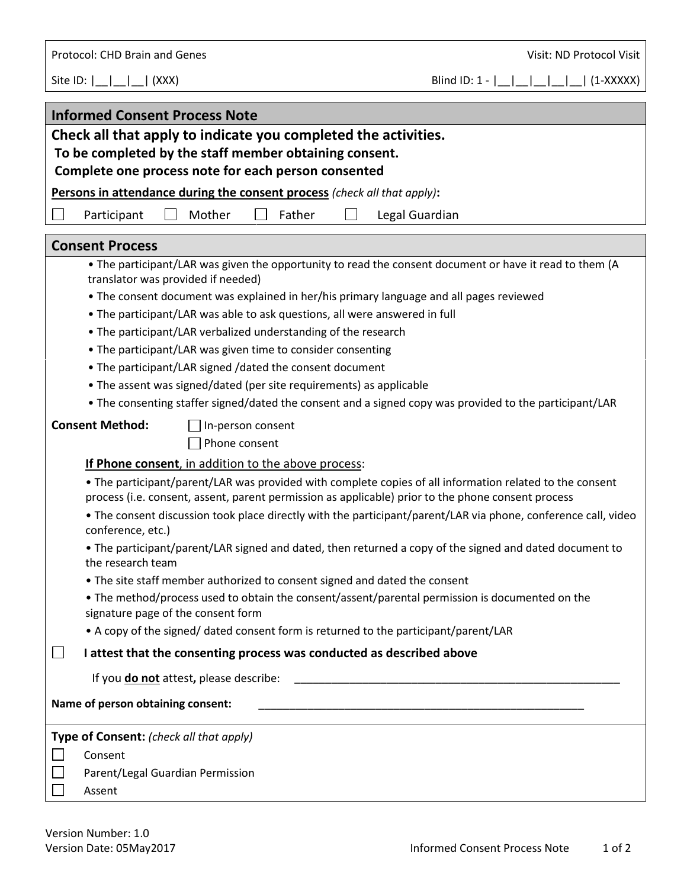Protocol: CHD Brain and Genes

Visit: ND Protocol Visit

Site ID: |__|__|__| (XXX)

Blind ID: 1 - |__|__|__|__|__| (1-XXXXX)

## Informed Consent Process Note

**Check all that apply to indicate you completed the activities.**
**To be completed by the staff member obtaining consent.**
**Complete one process note for each person consented**

**Persons in attendance during the consent process** *(check all that apply)***:**

☐ Participant ☐ Mother ☐ Father ☐ Legal Guardian

## Consent Process

- The participant/LAR was given the opportunity to read the consent document or have it read to them (A translator was provided if needed)
- The consent document was explained in her/his primary language and all pages reviewed
- The participant/LAR was able to ask questions, all were answered in full
- The participant/LAR verbalized understanding of the research
- The participant/LAR was given time to consider consenting
- The participant/LAR signed /dated the consent document
- The assent was signed/dated (per site requirements) as applicable
- The consenting staffer signed/dated the consent and a signed copy was provided to the participant/LAR

**Consent Method:** ☐ In-person consent
☐ Phone consent

**If Phone consent**, in addition to the above process:

- The participant/parent/LAR was provided with complete copies of all information related to the consent process (i.e. consent, assent, parent permission as applicable) prior to the phone consent process
- The consent discussion took place directly with the participant/parent/LAR via phone, conference call, video conference, etc.)
- The participant/parent/LAR signed and dated, then returned a copy of the signed and dated document to the research team
- The site staff member authorized to consent signed and dated the consent
- The method/process used to obtain the consent/assent/parental permission is documented on the signature page of the consent form
- A copy of the signed/ dated consent form is returned to the participant/parent/LAR

☐ **I attest that the consenting process was conducted as described above**

If you **do not** attest**,** please describe: ______________________________________________________

**Name of person obtaining consent:** ______________________________________________________

**Type of Consent:** *(check all that apply)*

☐ Consent
☐ Parent/Legal Guardian Permission
☐ Assent

Version Number: 1.0
Version Date: 05May2017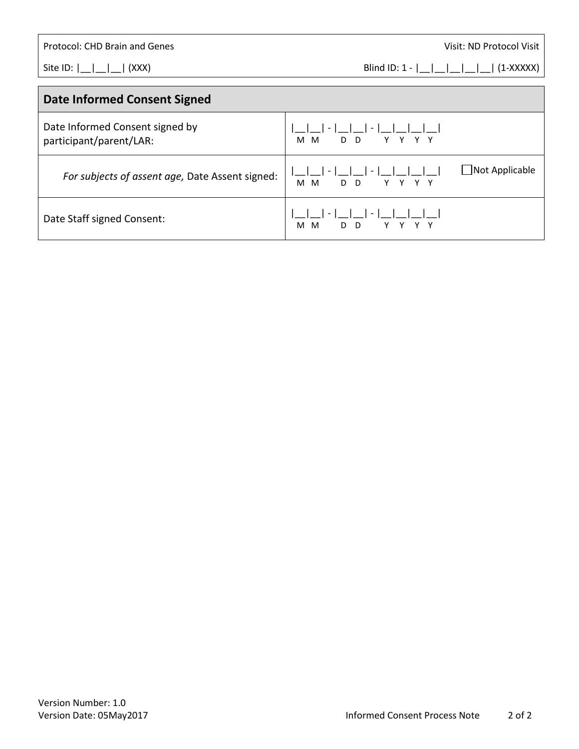| | |
|---|---|
| Protocol: CHD Brain and Genes | Visit: ND Protocol Visit |
| Site ID: \|__\|__\|__\| (XXX) | Blind ID: 1 - \|__\|__\|__\|__\|__\| (1-XXXXX) |

| Date Informed Consent Signed | |
|---|---|
| Date Informed Consent signed by participant/parent/LAR: | \|__\|__\| - \|__\|__\| - \|__\|__\|__\|__\| <br> M M D D Y Y Y Y |
| *For subjects of assent age,* Date Assent signed: | \|__\|__\| - \|__\|__\| - \|__\|__\|__\|__\| <br> M M D D Y Y Y Y ☐ Not Applicable |
| Date Staff signed Consent: | \|__\|__\| - \|__\|__\| - \|__\|__\|__\|__\| <br> M M D D Y Y Y Y |

Version Number: 1.0
Version Date: 05May2017

Informed Consent Process Note